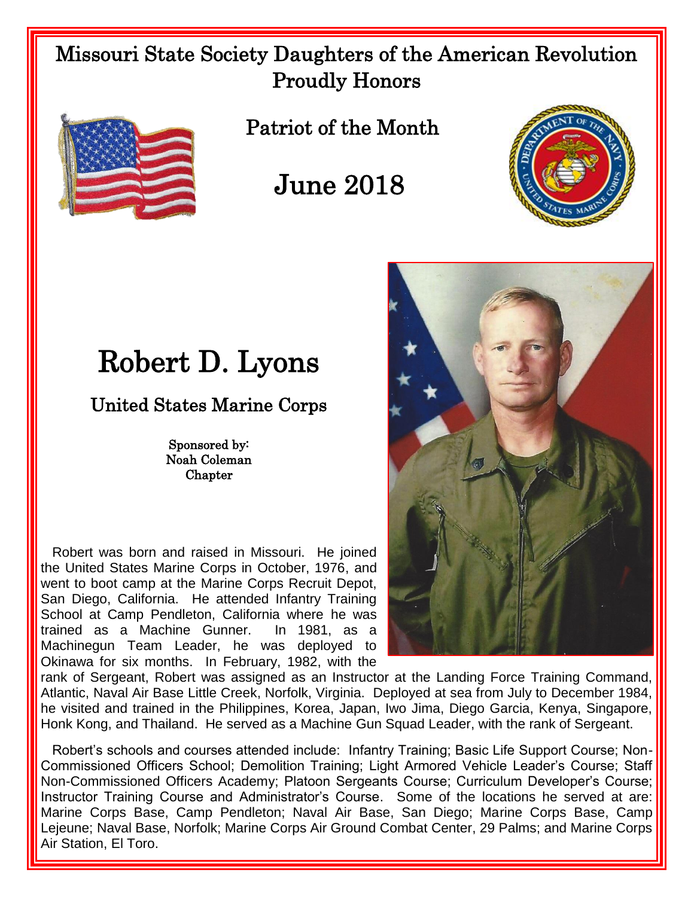# Missouri State Society Daughters of the American Revolution Proudly Honors

## Patriot of the Month

## June 2018

# Robert D. Lyons

## United States Marine Corps

Sponsored by:
Noah Coleman
Chapter

Robert was born and raised in Missouri. He joined the United States Marine Corps in October, 1976, and went to boot camp at the Marine Corps Recruit Depot, San Diego, California. He attended Infantry Training School at Camp Pendleton, California where he was trained as a Machine Gunner. In 1981, as a Machinegun Team Leader, he was deployed to Okinawa for six months. In February, 1982, with the rank of Sergeant, Robert was assigned as an Instructor at the Landing Force Training Command, Atlantic, Naval Air Base Little Creek, Norfolk, Virginia. Deployed at sea from July to December 1984, he visited and trained in the Philippines, Korea, Japan, Iwo Jima, Diego Garcia, Kenya, Singapore, Honk Kong, and Thailand. He served as a Machine Gun Squad Leader, with the rank of Sergeant.

Robert's schools and courses attended include: Infantry Training; Basic Life Support Course; Non-Commissioned Officers School; Demolition Training; Light Armored Vehicle Leader's Course; Staff Non-Commissioned Officers Academy; Platoon Sergeants Course; Curriculum Developer's Course; Instructor Training Course and Administrator's Course. Some of the locations he served at are: Marine Corps Base, Camp Pendleton; Naval Air Base, San Diego; Marine Corps Base, Camp Lejeune; Naval Base, Norfolk; Marine Corps Air Ground Combat Center, 29 Palms; and Marine Corps Air Station, El Toro.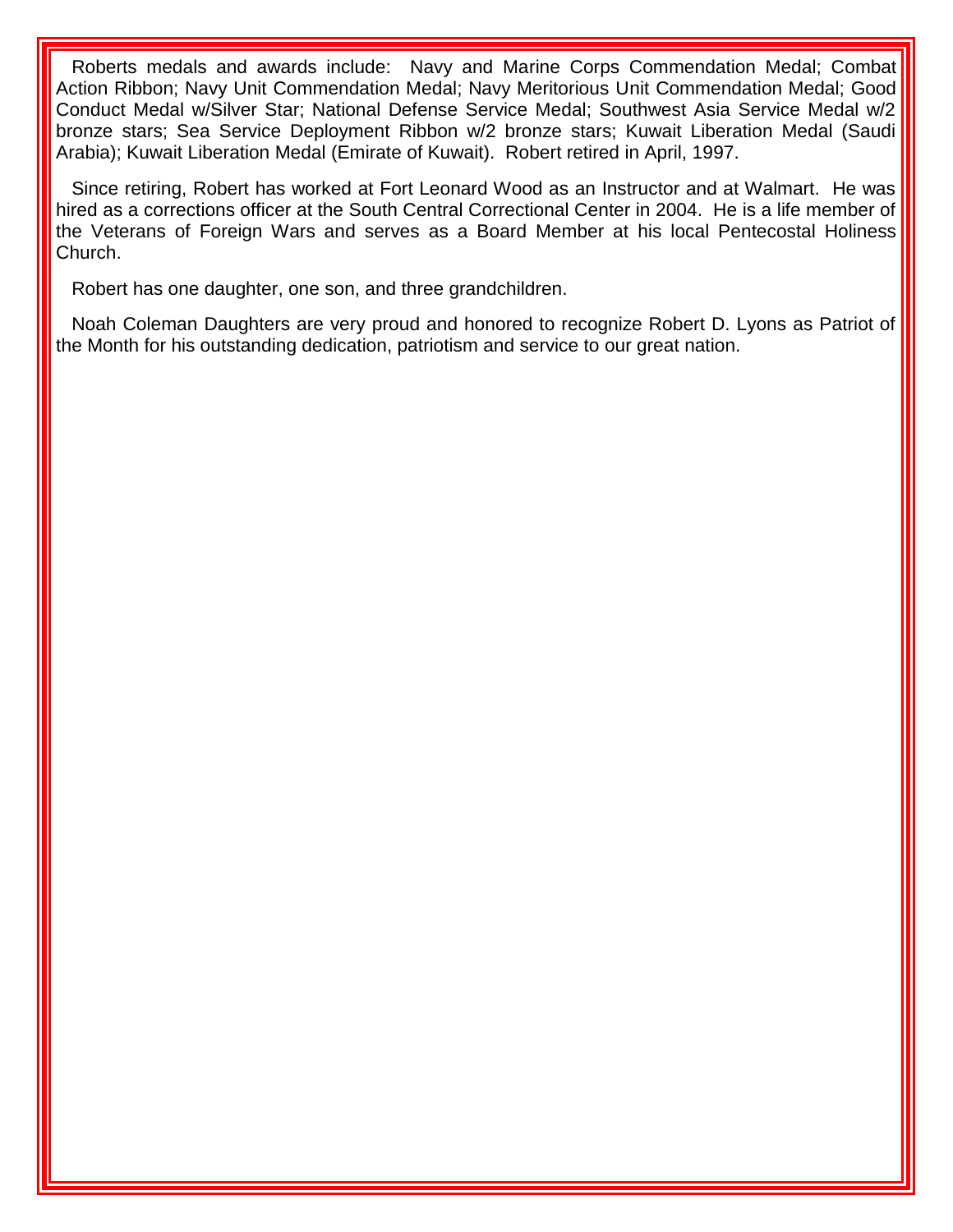Roberts medals and awards include:  Navy and Marine Corps Commendation Medal; Combat Action Ribbon; Navy Unit Commendation Medal; Navy Meritorious Unit Commendation Medal; Good Conduct Medal w/Silver Star; National Defense Service Medal; Southwest Asia Service Medal w/2 bronze stars; Sea Service Deployment Ribbon w/2 bronze stars; Kuwait Liberation Medal (Saudi Arabia); Kuwait Liberation Medal (Emirate of Kuwait).  Robert retired in April, 1997.

Since retiring, Robert has worked at Fort Leonard Wood as an Instructor and at Walmart.  He was hired as a corrections officer at the South Central Correctional Center in 2004.  He is a life member of the Veterans of Foreign Wars and serves as a Board Member at his local Pentecostal Holiness Church.

Robert has one daughter, one son, and three grandchildren.

Noah Coleman Daughters are very proud and honored to recognize Robert D. Lyons as Patriot of the Month for his outstanding dedication, patriotism and service to our great nation.